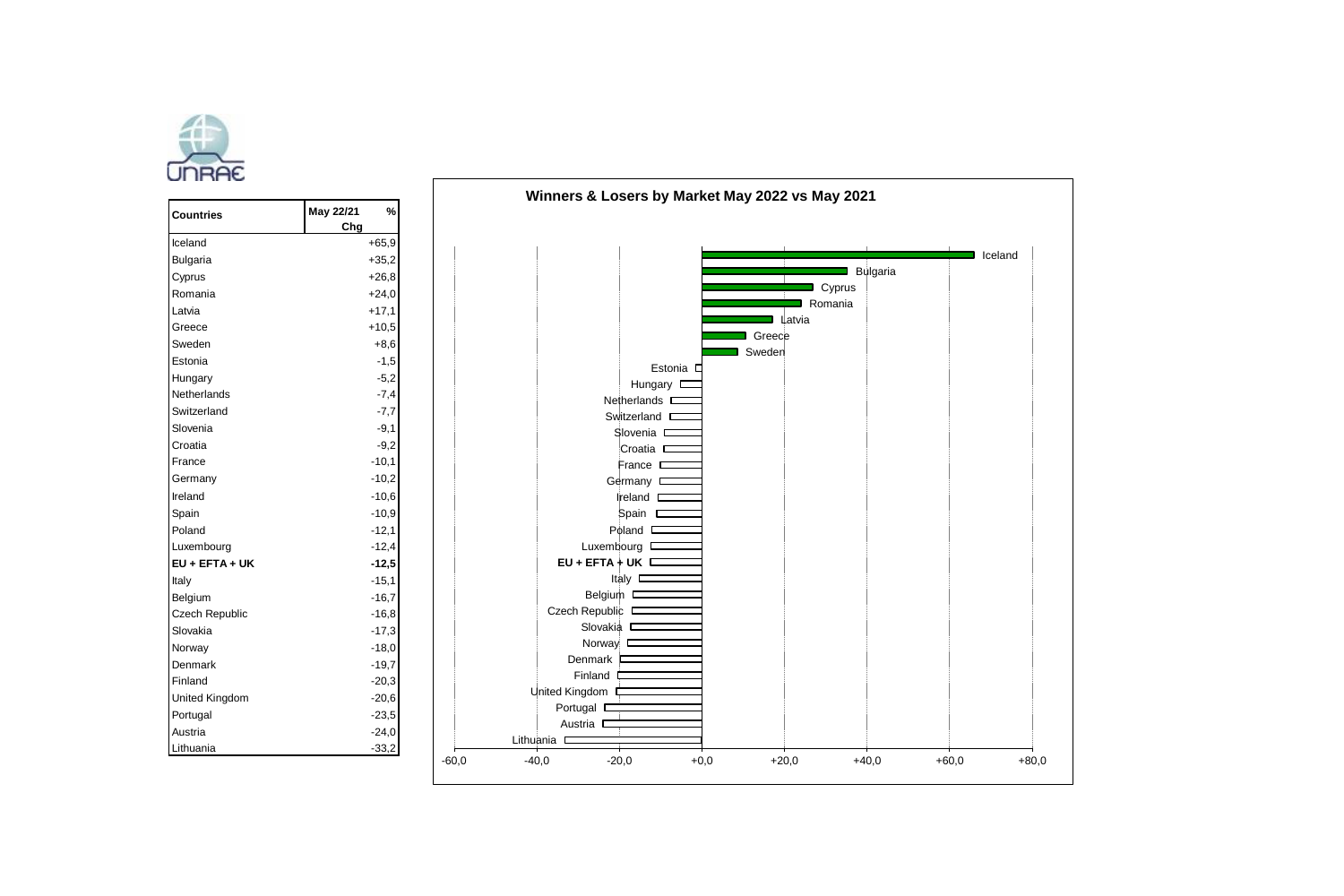UNRAE

| Countries | May 22/21 % Chg |
|---|---|
| Iceland | +65,9 |
| Bulgaria | +35,2 |
| Cyprus | +26,8 |
| Romania | +24,0 |
| Latvia | +17,1 |
| Greece | +10,5 |
| Sweden | +8,6 |
| Estonia | -1,5 |
| Hungary | -5,2 |
| Netherlands | -7,4 |
| Switzerland | -7,7 |
| Slovenia | -9,1 |
| Croatia | -9,2 |
| France | -10,1 |
| Germany | -10,2 |
| Ireland | -10,6 |
| Spain | -10,9 |
| Poland | -12,1 |
| Luxembourg | -12,4 |
| **EU + EFTA + UK** | **-12,5** |
| Italy | -15,1 |
| Belgium | -16,7 |
| Czech Republic | -16,8 |
| Slovakia | -17,3 |
| Norway | -18,0 |
| Denmark | -19,7 |
| Finland | -20,3 |
| United Kingdom | -20,6 |
| Portugal | -23,5 |
| Austria | -24,0 |
| Lithuania | -33,2 |

**Winners & Losers by Market May 2022 vs May 2021**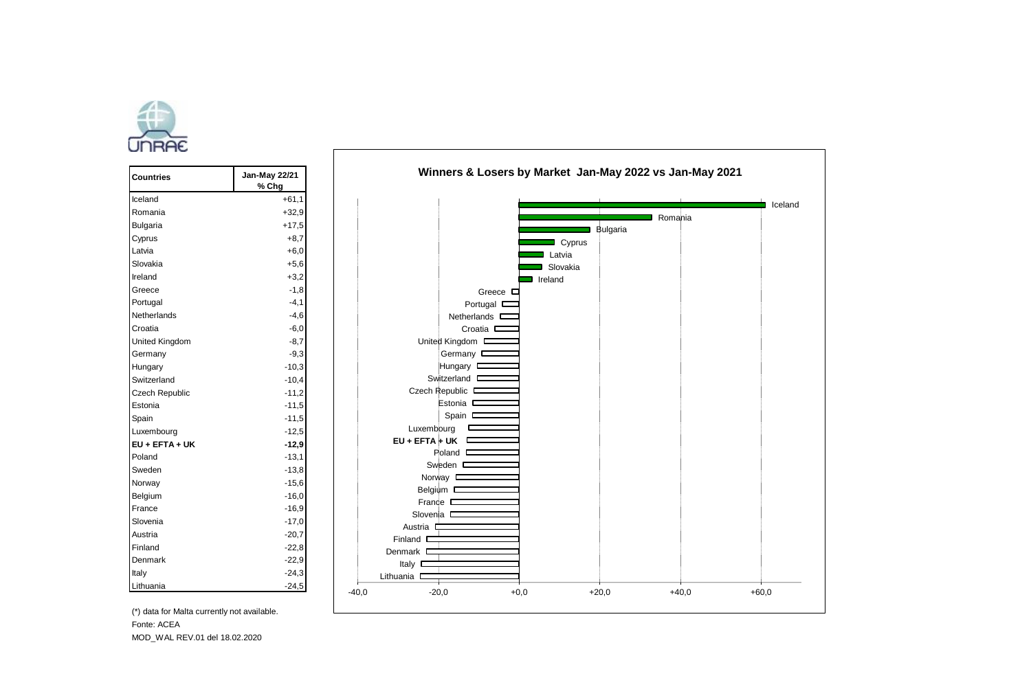| Countries | Jan-May 22/21 % Chg |
| --- | --- |
| Iceland | +61,1 |
| Romania | +32,9 |
| Bulgaria | +17,5 |
| Cyprus | +8,7 |
| Latvia | +6,0 |
| Slovakia | +5,6 |
| Ireland | +3,2 |
| Greece | -1,8 |
| Portugal | -4,1 |
| Netherlands | -4,6 |
| Croatia | -6,0 |
| United Kingdom | -8,7 |
| Germany | -9,3 |
| Hungary | -10,3 |
| Switzerland | -10,4 |
| Czech Republic | -11,2 |
| Estonia | -11,5 |
| Spain | -11,5 |
| Luxembourg | -12,5 |
| **EU + EFTA + UK** | **-12,9** |
| Poland | -13,1 |
| Sweden | -13,8 |
| Norway | -15,6 |
| Belgium | -16,0 |
| France | -16,9 |
| Slovenia | -17,0 |
| Austria | -20,7 |
| Finland | -22,8 |
| Denmark | -22,9 |
| Italy | -24,3 |
| Lithuania | -24,5 |

(*) data for Malta currently not available.

Fonte: ACEA

MOD_WAL REV.01 del 18.02.2020

**Winners & Losers by Market Jan-May 2022 vs Jan-May 2021**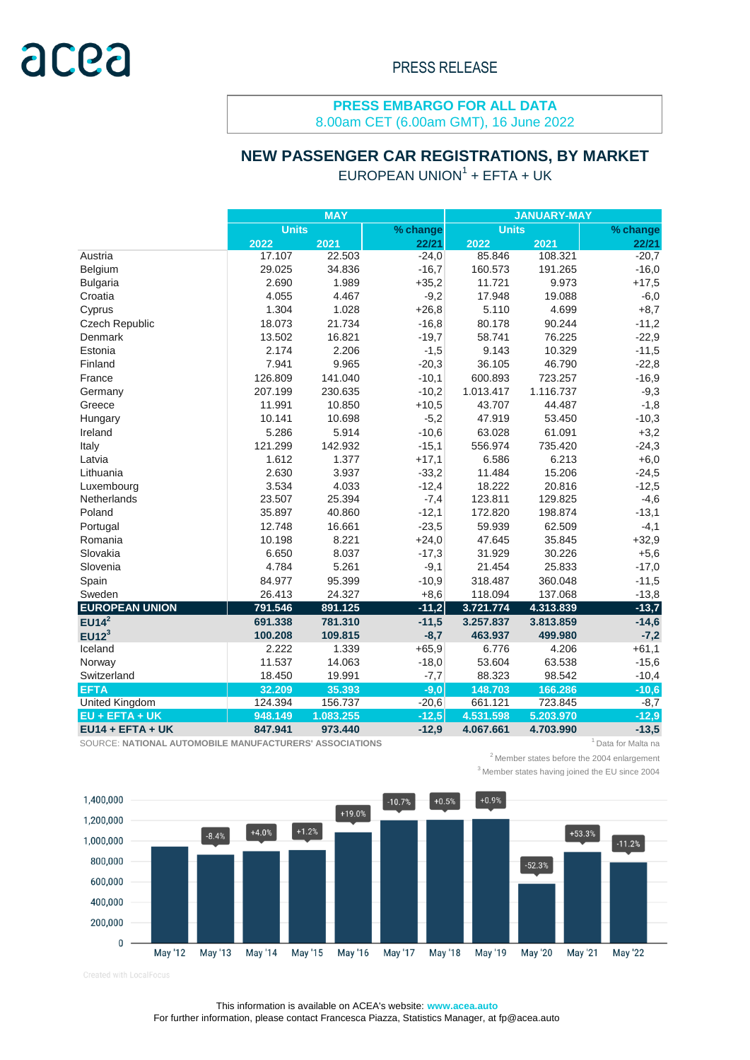acea

PRESS RELEASE

**PRESS EMBARGO FOR ALL DATA**
8.00am CET (6.00am GMT), 16 June 2022

## NEW PASSENGER CAR REGISTRATIONS, BY MARKET

EUROPEAN UNION[1] + EFTA + UK

| | MAY | | | JANUARY-MAY | | |
|---|---|---|---|---|---|---|
| | Units | | % change | Units | | % change |
| | 2022 | 2021 | 22/21 | 2022 | 2021 | 22/21 |
| Austria | 17.107 | 22.503 | -24,0 | 85.846 | 108.321 | -20,7 |
| Belgium | 29.025 | 34.836 | -16,7 | 160.573 | 191.265 | -16,0 |
| Bulgaria | 2.690 | 1.989 | +35,2 | 11.721 | 9.973 | +17,5 |
| Croatia | 4.055 | 4.467 | -9,2 | 17.948 | 19.088 | -6,0 |
| Cyprus | 1.304 | 1.028 | +26,8 | 5.110 | 4.699 | +8,7 |
| Czech Republic | 18.073 | 21.734 | -16,8 | 80.178 | 90.244 | -11,2 |
| Denmark | 13.502 | 16.821 | -19,7 | 58.741 | 76.225 | -22,9 |
| Estonia | 2.174 | 2.206 | -1,5 | 9.143 | 10.329 | -11,5 |
| Finland | 7.941 | 9.965 | -20,3 | 36.105 | 46.790 | -22,8 |
| France | 126.809 | 141.040 | -10,1 | 600.893 | 723.257 | -16,9 |
| Germany | 207.199 | 230.635 | -10,2 | 1.013.417 | 1.116.737 | -9,3 |
| Greece | 11.991 | 10.850 | +10,5 | 43.707 | 44.487 | -1,8 |
| Hungary | 10.141 | 10.698 | -5,2 | 47.919 | 53.450 | -10,3 |
| Ireland | 5.286 | 5.914 | -10,6 | 63.028 | 61.091 | +3,2 |
| Italy | 121.299 | 142.932 | -15,1 | 556.974 | 735.420 | -24,3 |
| Latvia | 1.612 | 1.377 | +17,1 | 6.586 | 6.213 | +6,0 |
| Lithuania | 2.630 | 3.937 | -33,2 | 11.484 | 15.206 | -24,5 |
| Luxembourg | 3.534 | 4.033 | -12,4 | 18.222 | 20.816 | -12,5 |
| Netherlands | 23.507 | 25.394 | -7,4 | 123.811 | 129.825 | -4,6 |
| Poland | 35.897 | 40.860 | -12,1 | 172.820 | 198.874 | -13,1 |
| Portugal | 12.748 | 16.661 | -23,5 | 59.939 | 62.509 | -4,1 |
| Romania | 10.198 | 8.221 | +24,0 | 47.645 | 35.845 | +32,9 |
| Slovakia | 6.650 | 8.037 | -17,3 | 31.929 | 30.226 | +5,6 |
| Slovenia | 4.784 | 5.261 | -9,1 | 21.454 | 25.833 | -17,0 |
| Spain | 84.977 | 95.399 | -10,9 | 318.487 | 360.048 | -11,5 |
| Sweden | 26.413 | 24.327 | +8,6 | 118.094 | 137.068 | -13,8 |
| **EUROPEAN UNION** | **791.546** | **891.125** | **-11,2** | **3.721.774** | **4.313.839** | **-13,7** |
| **EU14[2]** | **691.338** | **781.310** | **-11,5** | **3.257.837** | **3.813.859** | **-14,6** |
| **EU12[3]** | **100.208** | **109.815** | **-8,7** | **463.937** | **499.980** | **-7,2** |
| Iceland | 2.222 | 1.339 | +65,9 | 6.776 | 4.206 | +61,1 |
| Norway | 11.537 | 14.063 | -18,0 | 53.604 | 63.538 | -15,6 |
| Switzerland | 18.450 | 19.991 | -7,7 | 88.323 | 98.542 | -10,4 |
| **EFTA** | **32.209** | **35.393** | **-9,0** | **148.703** | **166.286** | **-10,6** |
| United Kingdom | 124.394 | 156.737 | -20,6 | 661.121 | 723.845 | -8,7 |
| **EU + EFTA + UK** | **948.149** | **1.083.255** | **-12,5** | **4.531.598** | **5.203.970** | **-12,9** |
| **EU14 + EFTA + UK** | **847.941** | **973.440** | **-12,9** | **4.067.661** | **4.703.990** | **-13,5** |

SOURCE: **NATIONAL AUTOMOBILE MANUFACTURERS' ASSOCIATIONS**

[1] Data for Malta na

[2] Member states before the 2004 enlargement

[3] Member states having joined the EU since 2004

Created with LocalFocus

This information is available on ACEA's website: **www.acea.auto**
For further information, please contact Francesca Piazza, Statistics Manager, at fp@acea.auto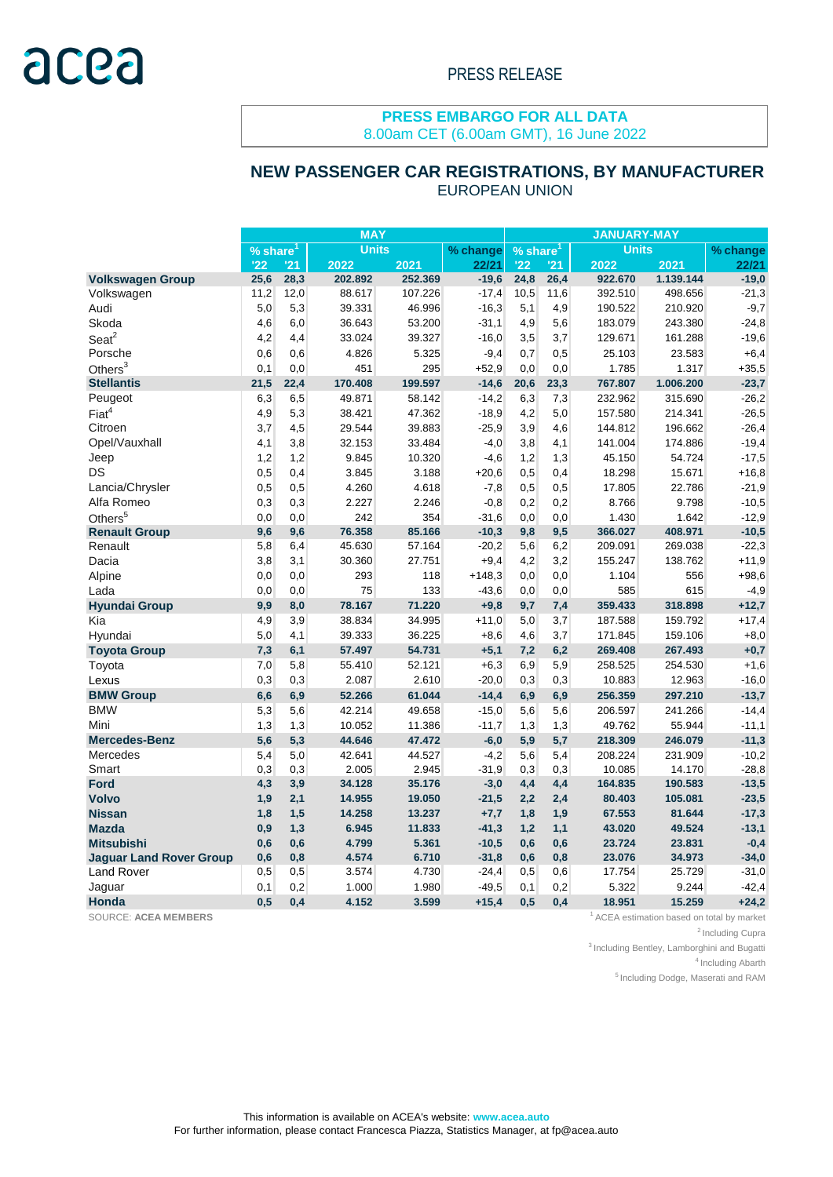acea

PRESS RELEASE

**PRESS EMBARGO FOR ALL DATA**
8.00am CET (6.00am GMT), 16 June 2022

## NEW PASSENGER CAR REGISTRATIONS, BY MANUFACTURER
EUROPEAN UNION

| | MAY | | | | | JANUARY-MAY | | | | |
|---|---|---|---|---|---|---|---|---|---|---|
| | % share[1] | | Units | | % change | % share[1] | | Units | | % change |
| | '22 | '21 | 2022 | 2021 | 22/21 | '22 | '21 | 2022 | 2021 | 22/21 |
| **Volkswagen Group** | **25,6** | **28,3** | **202.892** | **252.369** | **-19,6** | **24,8** | **26,4** | **922.670** | **1.139.144** | **-19,0** |
| Volkswagen | 11,2 | 12,0 | 88.617 | 107.226 | -17,4 | 10,5 | 11,6 | 392.510 | 498.656 | -21,3 |
| Audi | 5,0 | 5,3 | 39.331 | 46.996 | -16,3 | 5,1 | 4,9 | 190.522 | 210.920 | -9,7 |
| Skoda | 4,6 | 6,0 | 36.643 | 53.200 | -31,1 | 4,9 | 5,6 | 183.079 | 243.380 | -24,8 |
| Seat[2] | 4,2 | 4,4 | 33.024 | 39.327 | -16,0 | 3,5 | 3,7 | 129.671 | 161.288 | -19,6 |
| Porsche | 0,6 | 0,6 | 4.826 | 5.325 | -9,4 | 0,7 | 0,5 | 25.103 | 23.583 | +6,4 |
| Others[3] | 0,1 | 0,0 | 451 | 295 | +52,9 | 0,0 | 0,0 | 1.785 | 1.317 | +35,5 |
| **Stellantis** | **21,5** | **22,4** | **170.408** | **199.597** | **-14,6** | **20,6** | **23,3** | **767.807** | **1.006.200** | **-23,7** |
| Peugeot | 6,3 | 6,5 | 49.871 | 58.142 | -14,2 | 6,3 | 7,3 | 232.962 | 315.690 | -26,2 |
| Fiat[4] | 4,9 | 5,3 | 38.421 | 47.362 | -18,9 | 4,2 | 5,0 | 157.580 | 214.341 | -26,5 |
| Citroen | 3,7 | 4,5 | 29.544 | 39.883 | -25,9 | 3,9 | 4,6 | 144.812 | 196.662 | -26,4 |
| Opel/Vauxhall | 4,1 | 3,8 | 32.153 | 33.484 | -4,0 | 3,8 | 4,1 | 141.004 | 174.886 | -19,4 |
| Jeep | 1,2 | 1,2 | 9.845 | 10.320 | -4,6 | 1,2 | 1,3 | 45.150 | 54.724 | -17,5 |
| DS | 0,5 | 0,4 | 3.845 | 3.188 | +20,6 | 0,5 | 0,4 | 18.298 | 15.671 | +16,8 |
| Lancia/Chrysler | 0,5 | 0,5 | 4.260 | 4.618 | -7,8 | 0,5 | 0,5 | 17.805 | 22.786 | -21,9 |
| Alfa Romeo | 0,3 | 0,3 | 2.227 | 2.246 | -0,8 | 0,2 | 0,2 | 8.766 | 9.798 | -10,5 |
| Others[5] | 0,0 | 0,0 | 242 | 354 | -31,6 | 0,0 | 0,0 | 1.430 | 1.642 | -12,9 |
| **Renault Group** | **9,6** | **9,6** | **76.358** | **85.166** | **-10,3** | **9,8** | **9,5** | **366.027** | **408.971** | **-10,5** |
| Renault | 5,8 | 6,4 | 45.630 | 57.164 | -20,2 | 5,6 | 6,2 | 209.091 | 269.038 | -22,3 |
| Dacia | 3,8 | 3,1 | 30.360 | 27.751 | +9,4 | 4,2 | 3,2 | 155.247 | 138.762 | +11,9 |
| Alpine | 0,0 | 0,0 | 293 | 118 | +148,3 | 0,0 | 0,0 | 1.104 | 556 | +98,6 |
| Lada | 0,0 | 0,0 | 75 | 133 | -43,6 | 0,0 | 0,0 | 585 | 615 | -4,9 |
| **Hyundai Group** | **9,9** | **8,0** | **78.167** | **71.220** | **+9,8** | **9,7** | **7,4** | **359.433** | **318.898** | **+12,7** |
| Kia | 4,9 | 3,9 | 38.834 | 34.995 | +11,0 | 5,0 | 3,7 | 187.588 | 159.792 | +17,4 |
| Hyundai | 5,0 | 4,1 | 39.333 | 36.225 | +8,6 | 4,6 | 3,7 | 171.845 | 159.106 | +8,0 |
| **Toyota Group** | **7,3** | **6,1** | **57.497** | **54.731** | **+5,1** | **7,2** | **6,2** | **269.408** | **267.493** | **+0,7** |
| Toyota | 7,0 | 5,8 | 55.410 | 52.121 | +6,3 | 6,9 | 5,9 | 258.525 | 254.530 | +1,6 |
| Lexus | 0,3 | 0,3 | 2.087 | 2.610 | -20,0 | 0,3 | 0,3 | 10.883 | 12.963 | -16,0 |
| **BMW Group** | **6,6** | **6,9** | **52.266** | **61.044** | **-14,4** | **6,9** | **6,9** | **256.359** | **297.210** | **-13,7** |
| BMW | 5,3 | 5,6 | 42.214 | 49.658 | -15,0 | 5,6 | 5,6 | 206.597 | 241.266 | -14,4 |
| Mini | 1,3 | 1,3 | 10.052 | 11.386 | -11,7 | 1,3 | 1,3 | 49.762 | 55.944 | -11,1 |
| **Mercedes-Benz** | **5,6** | **5,3** | **44.646** | **47.472** | **-6,0** | **5,9** | **5,7** | **218.309** | **246.079** | **-11,3** |
| Mercedes | 5,4 | 5,0 | 42.641 | 44.527 | -4,2 | 5,6 | 5,4 | 208.224 | 231.909 | -10,2 |
| Smart | 0,3 | 0,3 | 2.005 | 2.945 | -31,9 | 0,3 | 0,3 | 10.085 | 14.170 | -28,8 |
| **Ford** | **4,3** | **3,9** | **34.128** | **35.176** | **-3,0** | **4,4** | **4,4** | **164.835** | **190.583** | **-13,5** |
| **Volvo** | **1,9** | **2,1** | **14.955** | **19.050** | **-21,5** | **2,2** | **2,4** | **80.403** | **105.081** | **-23,5** |
| **Nissan** | **1,8** | **1,5** | **14.258** | **13.237** | **+7,7** | **1,8** | **1,9** | **67.553** | **81.644** | **-17,3** |
| **Mazda** | **0,9** | **1,3** | **6.945** | **11.833** | **-41,3** | **1,2** | **1,1** | **43.020** | **49.524** | **-13,1** |
| **Mitsubishi** | **0,6** | **0,6** | **4.799** | **5.361** | **-10,5** | **0,6** | **0,6** | **23.724** | **23.831** | **-0,4** |
| **Jaguar Land Rover Group** | **0,6** | **0,8** | **4.574** | **6.710** | **-31,8** | **0,6** | **0,8** | **23.076** | **34.973** | **-34,0** |
| Land Rover | 0,5 | 0,5 | 3.574 | 4.730 | -24,4 | 0,5 | 0,6 | 17.754 | 25.729 | -31,0 |
| Jaguar | 0,1 | 0,2 | 1.000 | 1.980 | -49,5 | 0,1 | 0,2 | 5.322 | 9.244 | -42,4 |
| **Honda** | **0,5** | **0,4** | **4.152** | **3.599** | **+15,4** | **0,5** | **0,4** | **18.951** | **15.259** | **+24,2** |

SOURCE: **ACEA MEMBERS**

[1] ACEA estimation based on total by market
[2] Including Cupra
[3] Including Bentley, Lamborghini and Bugatti
[4] Including Abarth
[5] Including Dodge, Maserati and RAM

This information is available on ACEA's website: **www.acea.auto**
For further information, please contact Francesca Piazza, Statistics Manager, at fp@acea.auto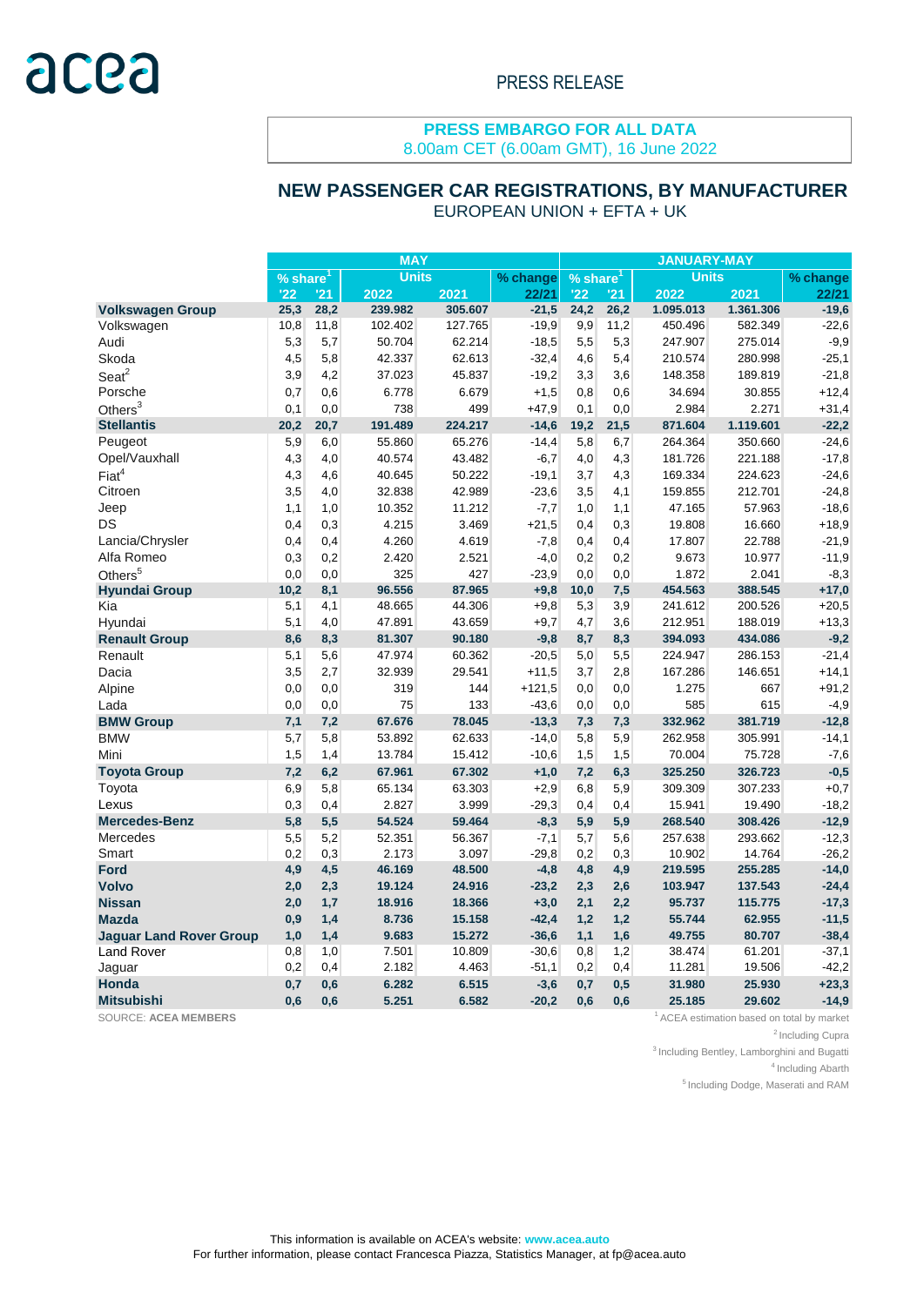acea

PRESS RELEASE

**PRESS EMBARGO FOR ALL DATA**
8.00am CET (6.00am GMT), 16 June 2022

## NEW PASSENGER CAR REGISTRATIONS, BY MANUFACTURER

EUROPEAN UNION + EFTA + UK

| | MAY | | | | | JANUARY-MAY | | | | |
|---|---|---|---|---|---|---|---|---|---|---|
| | % share[1] | | Units | | % change | % share[1] | | Units | | % change |
| | '22 | '21 | 2022 | 2021 | 22/21 | '22 | '21 | 2022 | 2021 | 22/21 |
| **Volkswagen Group** | **25,3** | **28,2** | **239.982** | **305.607** | **-21,5** | **24,2** | **26,2** | **1.095.013** | **1.361.306** | **-19,6** |
| Volkswagen | 10,8 | 11,8 | 102.402 | 127.765 | -19,9 | 9,9 | 11,2 | 450.496 | 582.349 | -22,6 |
| Audi | 5,3 | 5,7 | 50.704 | 62.214 | -18,5 | 5,5 | 5,3 | 247.907 | 275.014 | -9,9 |
| Skoda | 4,5 | 5,8 | 42.337 | 62.613 | -32,4 | 4,6 | 5,4 | 210.574 | 280.998 | -25,1 |
| Seat[2] | 3,9 | 4,2 | 37.023 | 45.837 | -19,2 | 3,3 | 3,6 | 148.358 | 189.819 | -21,8 |
| Porsche | 0,7 | 0,6 | 6.778 | 6.679 | +1,5 | 0,8 | 0,6 | 34.694 | 30.855 | +12,4 |
| Others[3] | 0,1 | 0,0 | 738 | 499 | +47,9 | 0,1 | 0,0 | 2.984 | 2.271 | +31,4 |
| **Stellantis** | **20,2** | **20,7** | **191.489** | **224.217** | **-14,6** | **19,2** | **21,5** | **871.604** | **1.119.601** | **-22,2** |
| Peugeot | 5,9 | 6,0 | 55.860 | 65.276 | -14,4 | 5,8 | 6,7 | 264.364 | 350.660 | -24,6 |
| Opel/Vauxhall | 4,3 | 4,0 | 40.574 | 43.482 | -6,7 | 4,0 | 4,3 | 181.726 | 221.188 | -17,8 |
| Fiat[4] | 4,3 | 4,6 | 40.645 | 50.222 | -19,1 | 3,7 | 4,3 | 169.334 | 224.623 | -24,6 |
| Citroen | 3,5 | 4,0 | 32.838 | 42.989 | -23,6 | 3,5 | 4,1 | 159.855 | 212.701 | -24,8 |
| Jeep | 1,1 | 1,0 | 10.352 | 11.212 | -7,7 | 1,0 | 1,1 | 47.165 | 57.963 | -18,6 |
| DS | 0,4 | 0,3 | 4.215 | 3.469 | +21,5 | 0,4 | 0,3 | 19.808 | 16.660 | +18,9 |
| Lancia/Chrysler | 0,4 | 0,4 | 4.260 | 4.619 | -7,8 | 0,4 | 0,4 | 17.807 | 22.788 | -21,9 |
| Alfa Romeo | 0,3 | 0,2 | 2.420 | 2.521 | -4,0 | 0,2 | 0,2 | 9.673 | 10.977 | -11,9 |
| Others[5] | 0,0 | 0,0 | 325 | 427 | -23,9 | 0,0 | 0,0 | 1.872 | 2.041 | -8,3 |
| **Hyundai Group** | **10,2** | **8,1** | **96.556** | **87.965** | **+9,8** | **10,0** | **7,5** | **454.563** | **388.545** | **+17,0** |
| Kia | 5,1 | 4,1 | 48.665 | 44.306 | +9,8 | 5,3 | 3,9 | 241.612 | 200.526 | +20,5 |
| Hyundai | 5,1 | 4,0 | 47.891 | 43.659 | +9,7 | 4,7 | 3,6 | 212.951 | 188.019 | +13,3 |
| **Renault Group** | **8,6** | **8,3** | **81.307** | **90.180** | **-9,8** | **8,7** | **8,3** | **394.093** | **434.086** | **-9,2** |
| Renault | 5,1 | 5,6 | 47.974 | 60.362 | -20,5 | 5,0 | 5,5 | 224.947 | 286.153 | -21,4 |
| Dacia | 3,5 | 2,7 | 32.939 | 29.541 | +11,5 | 3,7 | 2,8 | 167.286 | 146.651 | +14,1 |
| Alpine | 0,0 | 0,0 | 319 | 144 | +121,5 | 0,0 | 0,0 | 1.275 | 667 | +91,2 |
| Lada | 0,0 | 0,0 | 75 | 133 | -43,6 | 0,0 | 0,0 | 585 | 615 | -4,9 |
| **BMW Group** | **7,1** | **7,2** | **67.676** | **78.045** | **-13,3** | **7,3** | **7,3** | **332.962** | **381.719** | **-12,8** |
| BMW | 5,7 | 5,8 | 53.892 | 62.633 | -14,0 | 5,8 | 5,9 | 262.958 | 305.991 | -14,1 |
| Mini | 1,5 | 1,4 | 13.784 | 15.412 | -10,6 | 1,5 | 1,5 | 70.004 | 75.728 | -7,6 |
| **Toyota Group** | **7,2** | **6,2** | **67.961** | **67.302** | **+1,0** | **7,2** | **6,3** | **325.250** | **326.723** | **-0,5** |
| Toyota | 6,9 | 5,8 | 65.134 | 63.303 | +2,9 | 6,8 | 5,9 | 309.309 | 307.233 | +0,7 |
| Lexus | 0,3 | 0,4 | 2.827 | 3.999 | -29,3 | 0,4 | 0,4 | 15.941 | 19.490 | -18,2 |
| **Mercedes-Benz** | **5,8** | **5,5** | **54.524** | **59.464** | **-8,3** | **5,9** | **5,9** | **268.540** | **308.426** | **-12,9** |
| Mercedes | 5,5 | 5,2 | 52.351 | 56.367 | -7,1 | 5,7 | 5,6 | 257.638 | 293.662 | -12,3 |
| Smart | 0,2 | 0,3 | 2.173 | 3.097 | -29,8 | 0,2 | 0,3 | 10.902 | 14.764 | -26,2 |
| **Ford** | **4,9** | **4,5** | **46.169** | **48.500** | **-4,8** | **4,8** | **4,9** | **219.595** | **255.285** | **-14,0** |
| **Volvo** | **2,0** | **2,3** | **19.124** | **24.916** | **-23,2** | **2,3** | **2,6** | **103.947** | **137.543** | **-24,4** |
| **Nissan** | **2,0** | **1,7** | **18.916** | **18.366** | **+3,0** | **2,1** | **2,2** | **95.737** | **115.775** | **-17,3** |
| **Mazda** | **0,9** | **1,4** | **8.736** | **15.158** | **-42,4** | **1,2** | **1,2** | **55.744** | **62.955** | **-11,5** |
| **Jaguar Land Rover Group** | **1,0** | **1,4** | **9.683** | **15.272** | **-36,6** | **1,1** | **1,6** | **49.755** | **80.707** | **-38,4** |
| Land Rover | 0,8 | 1,0 | 7.501 | 10.809 | -30,6 | 0,8 | 1,2 | 38.474 | 61.201 | -37,1 |
| Jaguar | 0,2 | 0,4 | 2.182 | 4.463 | -51,1 | 0,2 | 0,4 | 11.281 | 19.506 | -42,2 |
| **Honda** | **0,7** | **0,6** | **6.282** | **6.515** | **-3,6** | **0,7** | **0,5** | **31.980** | **25.930** | **+23,3** |
| **Mitsubishi** | **0,6** | **0,6** | **5.251** | **6.582** | **-20,2** | **0,6** | **0,6** | **25.185** | **29.602** | **-14,9** |

SOURCE: **ACEA MEMBERS**

[1] ACEA estimation based on total by market
[2] Including Cupra
[3] Including Bentley, Lamborghini and Bugatti
[4] Including Abarth
[5] Including Dodge, Maserati and RAM

This information is available on ACEA's website: **www.acea.auto**
For further information, please contact Francesca Piazza, Statistics Manager, at fp@acea.auto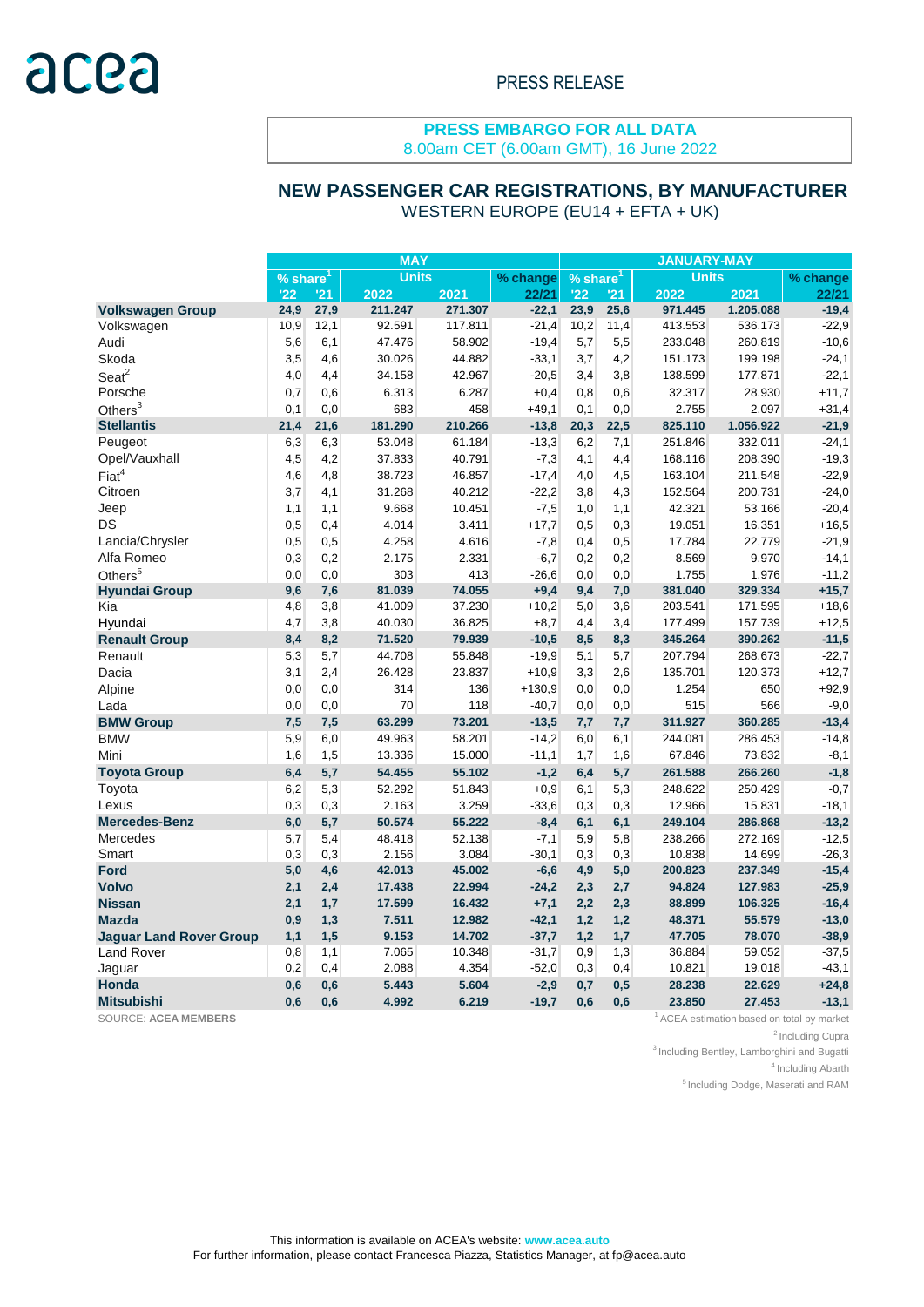acea

PRESS RELEASE

**PRESS EMBARGO FOR ALL DATA**
8.00am CET (6.00am GMT), 16 June 2022

## NEW PASSENGER CAR REGISTRATIONS, BY MANUFACTURER
WESTERN EUROPE (EU14 + EFTA + UK)

| | MAY | | | | | JANUARY-MAY | | | | |
|---|---|---|---|---|---|---|---|---|---|---|
| | % share[1] | | Units | | % change | % share[1] | | Units | | % change |
| | '22 | '21 | 2022 | 2021 | 22/21 | '22 | '21 | 2022 | 2021 | 22/21 |
| **Volkswagen Group** | **24,9** | **27,9** | **211.247** | **271.307** | **-22,1** | **23,9** | **25,6** | **971.445** | **1.205.088** | **-19,4** |
| Volkswagen | 10,9 | 12,1 | 92.591 | 117.811 | -21,4 | 10,2 | 11,4 | 413.553 | 536.173 | -22,9 |
| Audi | 5,6 | 6,1 | 47.476 | 58.902 | -19,4 | 5,7 | 5,5 | 233.048 | 260.819 | -10,6 |
| Skoda | 3,5 | 4,6 | 30.026 | 44.882 | -33,1 | 3,7 | 4,2 | 151.173 | 199.198 | -24,1 |
| Seat[2] | 4,0 | 4,4 | 34.158 | 42.967 | -20,5 | 3,4 | 3,8 | 138.599 | 177.871 | -22,1 |
| Porsche | 0,7 | 0,6 | 6.313 | 6.287 | +0,4 | 0,8 | 0,6 | 32.317 | 28.930 | +11,7 |
| Others[3] | 0,1 | 0,0 | 683 | 458 | +49,1 | 0,1 | 0,0 | 2.755 | 2.097 | +31,4 |
| **Stellantis** | **21,4** | **21,6** | **181.290** | **210.266** | **-13,8** | **20,3** | **22,5** | **825.110** | **1.056.922** | **-21,9** |
| Peugeot | 6,3 | 6,3 | 53.048 | 61.184 | -13,3 | 6,2 | 7,1 | 251.846 | 332.011 | -24,1 |
| Opel/Vauxhall | 4,5 | 4,2 | 37.833 | 40.791 | -7,3 | 4,1 | 4,4 | 168.116 | 208.390 | -19,3 |
| Fiat[4] | 4,6 | 4,8 | 38.723 | 46.857 | -17,4 | 4,0 | 4,5 | 163.104 | 211.548 | -22,9 |
| Citroen | 3,7 | 4,1 | 31.268 | 40.212 | -22,2 | 3,8 | 4,3 | 152.564 | 200.731 | -24,0 |
| Jeep | 1,1 | 1,1 | 9.668 | 10.451 | -7,5 | 1,0 | 1,1 | 42.321 | 53.166 | -20,4 |
| DS | 0,5 | 0,4 | 4.014 | 3.411 | +17,7 | 0,5 | 0,3 | 19.051 | 16.351 | +16,5 |
| Lancia/Chrysler | 0,5 | 0,5 | 4.258 | 4.616 | -7,8 | 0,4 | 0,5 | 17.784 | 22.779 | -21,9 |
| Alfa Romeo | 0,3 | 0,2 | 2.175 | 2.331 | -6,7 | 0,2 | 0,2 | 8.569 | 9.970 | -14,1 |
| Others[5] | 0,0 | 0,0 | 303 | 413 | -26,6 | 0,0 | 0,0 | 1.755 | 1.976 | -11,2 |
| **Hyundai Group** | **9,6** | **7,6** | **81.039** | **74.055** | **+9,4** | **9,4** | **7,0** | **381.040** | **329.334** | **+15,7** |
| Kia | 4,8 | 3,8 | 41.009 | 37.230 | +10,2 | 5,0 | 3,6 | 203.541 | 171.595 | +18,6 |
| Hyundai | 4,7 | 3,8 | 40.030 | 36.825 | +8,7 | 4,4 | 3,4 | 177.499 | 157.739 | +12,5 |
| **Renault Group** | **8,4** | **8,2** | **71.520** | **79.939** | **-10,5** | **8,5** | **8,3** | **345.264** | **390.262** | **-11,5** |
| Renault | 5,3 | 5,7 | 44.708 | 55.848 | -19,9 | 5,1 | 5,7 | 207.794 | 268.673 | -22,7 |
| Dacia | 3,1 | 2,4 | 26.428 | 23.837 | +10,9 | 3,3 | 2,6 | 135.701 | 120.373 | +12,7 |
| Alpine | 0,0 | 0,0 | 314 | 136 | +130,9 | 0,0 | 0,0 | 1.254 | 650 | +92,9 |
| Lada | 0,0 | 0,0 | 70 | 118 | -40,7 | 0,0 | 0,0 | 515 | 566 | -9,0 |
| **BMW Group** | **7,5** | **7,5** | **63.299** | **73.201** | **-13,5** | **7,7** | **7,7** | **311.927** | **360.285** | **-13,4** |
| BMW | 5,9 | 6,0 | 49.963 | 58.201 | -14,2 | 6,0 | 6,1 | 244.081 | 286.453 | -14,8 |
| Mini | 1,6 | 1,5 | 13.336 | 15.000 | -11,1 | 1,7 | 1,6 | 67.846 | 73.832 | -8,1 |
| **Toyota Group** | **6,4** | **5,7** | **54.455** | **55.102** | **-1,2** | **6,4** | **5,7** | **261.588** | **266.260** | **-1,8** |
| Toyota | 6,2 | 5,3 | 52.292 | 51.843 | +0,9 | 6,1 | 5,3 | 248.622 | 250.429 | -0,7 |
| Lexus | 0,3 | 0,3 | 2.163 | 3.259 | -33,6 | 0,3 | 0,3 | 12.966 | 15.831 | -18,1 |
| **Mercedes-Benz** | **6,0** | **5,7** | **50.574** | **55.222** | **-8,4** | **6,1** | **6,1** | **249.104** | **286.868** | **-13,2** |
| Mercedes | 5,7 | 5,4 | 48.418 | 52.138 | -7,1 | 5,9 | 5,8 | 238.266 | 272.169 | -12,5 |
| Smart | 0,3 | 0,3 | 2.156 | 3.084 | -30,1 | 0,3 | 0,3 | 10.838 | 14.699 | -26,3 |
| **Ford** | **5,0** | **4,6** | **42.013** | **45.002** | **-6,6** | **4,9** | **5,0** | **200.823** | **237.349** | **-15,4** |
| **Volvo** | **2,1** | **2,4** | **17.438** | **22.994** | **-24,2** | **2,3** | **2,7** | **94.824** | **127.983** | **-25,9** |
| **Nissan** | **2,1** | **1,7** | **17.599** | **16.432** | **+7,1** | **2,2** | **2,3** | **88.899** | **106.325** | **-16,4** |
| **Mazda** | **0,9** | **1,3** | **7.511** | **12.982** | **-42,1** | **1,2** | **1,2** | **48.371** | **55.579** | **-13,0** |
| **Jaguar Land Rover Group** | **1,1** | **1,5** | **9.153** | **14.702** | **-37,7** | **1,2** | **1,7** | **47.705** | **78.070** | **-38,9** |
| Land Rover | 0,8 | 1,1 | 7.065 | 10.348 | -31,7 | 0,9 | 1,3 | 36.884 | 59.052 | -37,5 |
| Jaguar | 0,2 | 0,4 | 2.088 | 4.354 | -52,0 | 0,3 | 0,4 | 10.821 | 19.018 | -43,1 |
| **Honda** | **0,6** | **0,6** | **5.443** | **5.604** | **-2,9** | **0,7** | **0,5** | **28.238** | **22.629** | **+24,8** |
| **Mitsubishi** | **0,6** | **0,6** | **4.992** | **6.219** | **-19,7** | **0,6** | **0,6** | **23.850** | **27.453** | **-13,1** |

SOURCE: **ACEA MEMBERS**

[1] ACEA estimation based on total by market
[2] Including Cupra
[3] Including Bentley, Lamborghini and Bugatti
[4] Including Abarth
[5] Including Dodge, Maserati and RAM

This information is available on ACEA's website: **www.acea.auto**
For further information, please contact Francesca Piazza, Statistics Manager, at fp@acea.auto